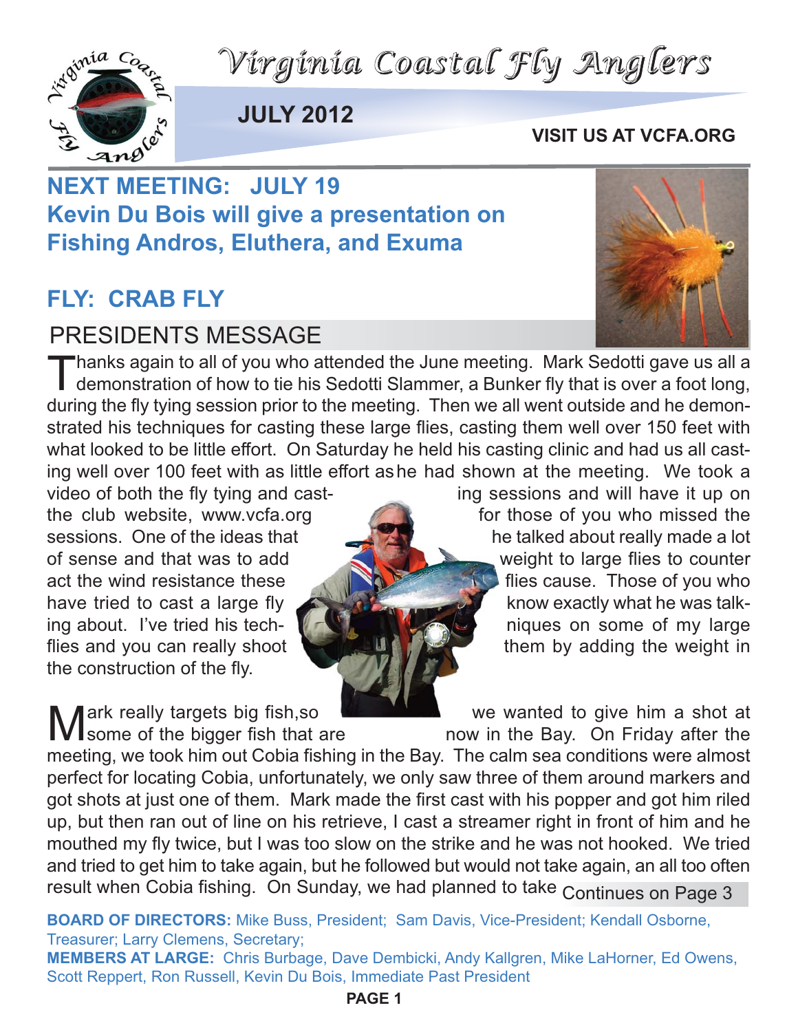# Virginia Coastal Fly Anglers

**JULY 2012**

**VISIT US AT VCFA.ORG**

## NEXT MEETING: JULY 19
## Kevin Du Bois will give a presentation on Fishing Andros, Eluthera, and Exuma

## FLY: CRAB FLY

## PRESIDENTS MESSAGE

Thanks again to all of you who attended the June meeting. Mark Sedotti gave us all a demonstration of how to tie his Sedotti Slammer, a Bunker fly that is over a foot long, during the fly tying session prior to the meeting. Then we all went outside and he demonstrated his techniques for casting these large flies, casting them well over 150 feet with what looked to be little effort. On Saturday he held his casting clinic and had us all casting well over 100 feet with as little effort as he had shown at the meeting. We took a video of both the fly tying and casting sessions and will have it up on the club website, www.vcfa.org for those of you who missed the sessions. One of the ideas that he talked about really made a lot of sense and that was to add weight to large flies to counter act the wind resistance these flies cause. Those of you who have tried to cast a large fly know exactly what he was talking about. I've tried his techniques on some of my large flies and you can really shoot them by adding the weight in the construction of the fly.

Mark really targets big fish, so we wanted to give him a shot at some of the bigger fish that are now in the Bay. On Friday after the meeting, we took him out Cobia fishing in the Bay. The calm sea conditions were almost perfect for locating Cobia, unfortunately, we only saw three of them around markers and got shots at just one of them. Mark made the first cast with his popper and got him riled up, but then ran out of line on his retrieve, I cast a streamer right in front of him and he mouthed my fly twice, but I was too slow on the strike and he was not hooked. We tried and tried to get him to take again, but he followed but would not take again, an all too often result when Cobia fishing. On Sunday, we had planned to take Continues on Page 3

**BOARD OF DIRECTORS:** Mike Buss, President; Sam Davis, Vice-President; Kendall Osborne, Treasurer; Larry Clemens, Secretary;

**MEMBERS AT LARGE:** Chris Burbage, Dave Dembicki, Andy Kallgren, Mike LaHorner, Ed Owens, Scott Reppert, Ron Russell, Kevin Du Bois, Immediate Past President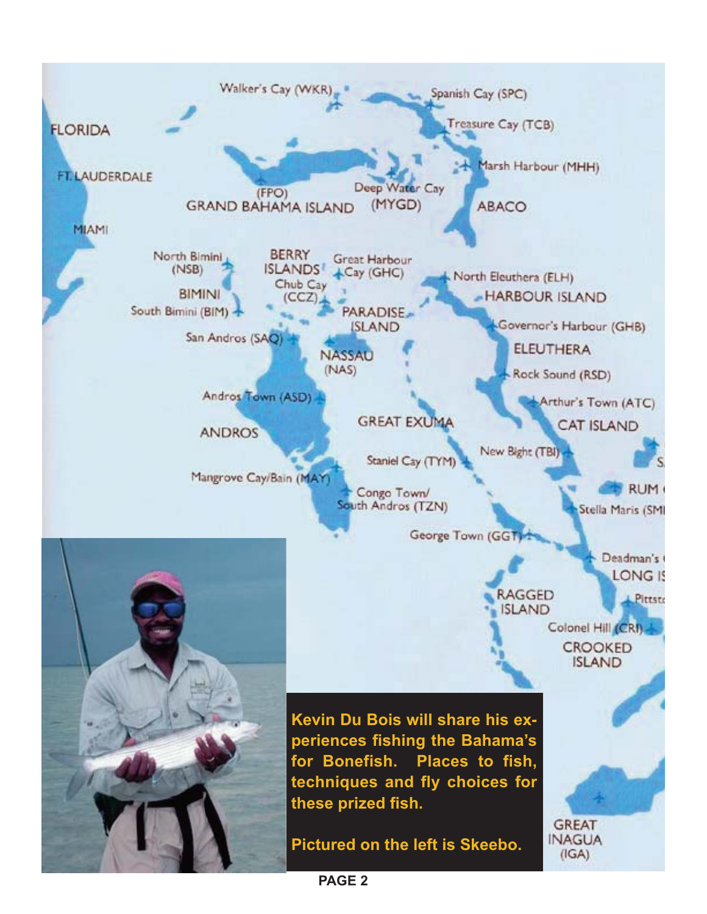**Kevin Du Bois will share his experiences fishing the Bahama's for Bonefish. Places to fish, techniques and fly choices for these prized fish.**

**Pictured on the left is Skeebo.**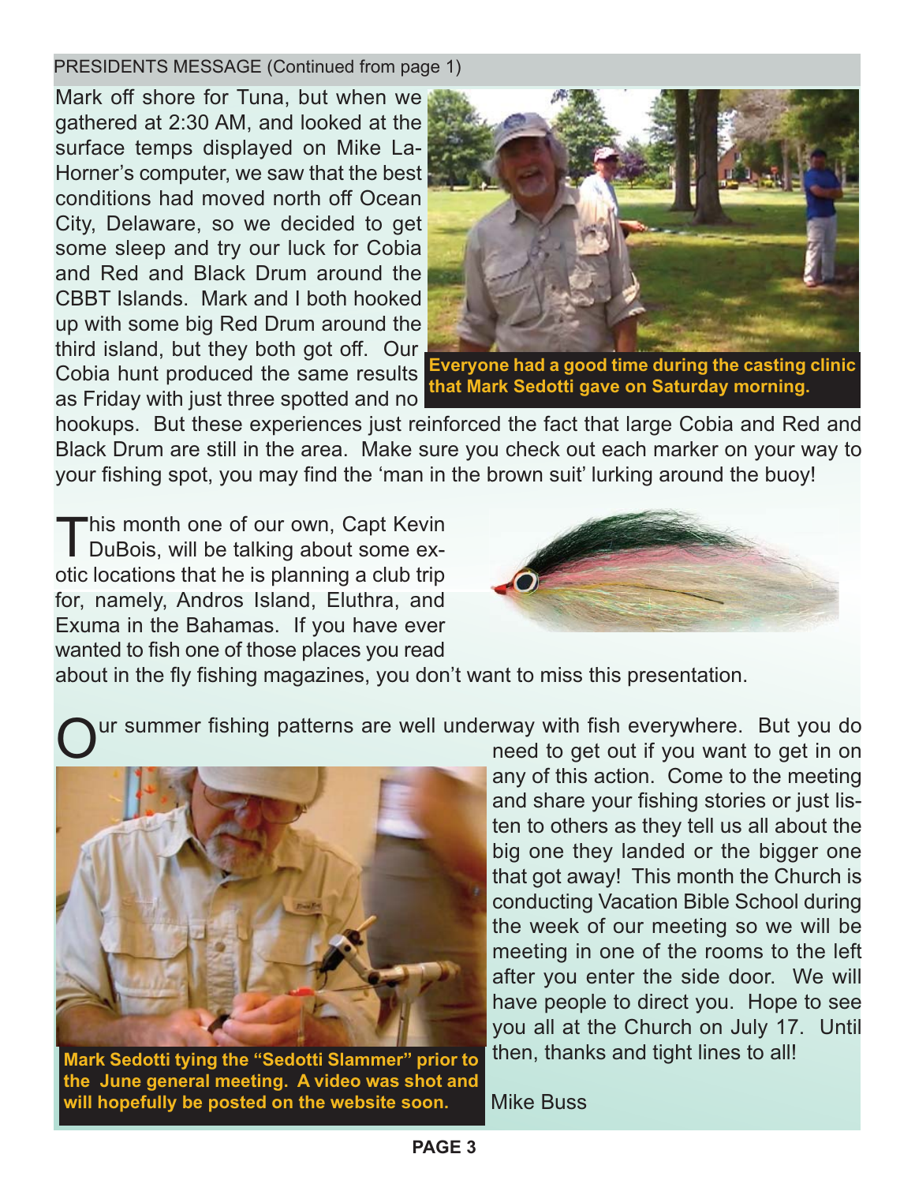PRESIDENTS MESSAGE (Continued from page 1)

Mark off shore for Tuna, but when we gathered at 2:30 AM, and looked at the surface temps displayed on Mike LaHorner's computer, we saw that the best conditions had moved north off Ocean City, Delaware, so we decided to get some sleep and try our luck for Cobia and Red and Black Drum around the CBBT Islands. Mark and I both hooked up with some big Red Drum around the third island, but they both got off. Our Cobia hunt produced the same results as Friday with just three spotted and no hookups. But these experiences just reinforced the fact that large Cobia and Red and Black Drum are still in the area. Make sure you check out each marker on your way to your fishing spot, you may find the 'man in the brown suit' lurking around the buoy!

**Everyone had a good time during the casting clinic that Mark Sedotti gave on Saturday morning.**

This month one of our own, Capt Kevin DuBois, will be talking about some exotic locations that he is planning a club trip for, namely, Andros Island, Eluthra, and Exuma in the Bahamas. If you have ever wanted to fish one of those places you read about in the fly fishing magazines, you don't want to miss this presentation.

Our summer fishing patterns are well underway with fish everywhere. But you do need to get out if you want to get in on any of this action. Come to the meeting and share your fishing stories or just listen to others as they tell us all about the big one they landed or the bigger one that got away! This month the Church is conducting Vacation Bible School during the week of our meeting so we will be meeting in one of the rooms to the left after you enter the side door. We will have people to direct you. Hope to see you all at the Church on July 17. Until then, thanks and tight lines to all!

**Mark Sedotti tying the "Sedotti Slammer" prior to the June general meeting. A video was shot and will hopefully be posted on the website soon.**

Mike Buss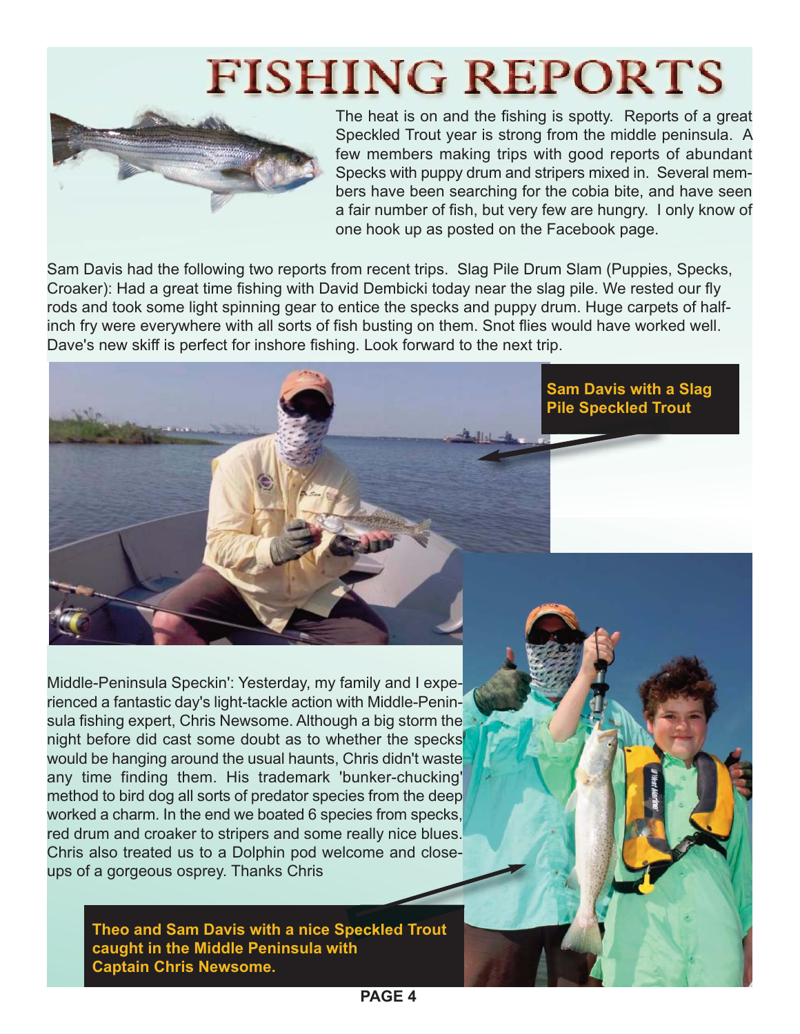# FISHING REPORTS

The heat is on and the fishing is spotty. Reports of a great Speckled Trout year is strong from the middle peninsula. A few members making trips with good reports of abundant Specks with puppy drum and stripers mixed in. Several members have been searching for the cobia bite, and have seen a fair number of fish, but very few are hungry. I only know of one hook up as posted on the Facebook page.

Sam Davis had the following two reports from recent trips. Slag Pile Drum Slam (Puppies, Specks, Croaker): Had a great time fishing with David Dembicki today near the slag pile. We rested our fly rods and took some light spinning gear to entice the specks and puppy drum. Huge carpets of half-inch fry were everywhere with all sorts of fish busting on them. Snot flies would have worked well. Dave's new skiff is perfect for inshore fishing. Look forward to the next trip.

**Sam Davis with a Slag Pile Speckled Trout**

Middle-Peninsula Speckin': Yesterday, my family and I experienced a fantastic day's light-tackle action with Middle-Peninsula fishing expert, Chris Newsome. Although a big storm the night before did cast some doubt as to whether the specks would be hanging around the usual haunts, Chris didn't waste any time finding them. His trademark 'bunker-chucking' method to bird dog all sorts of predator species from the deep worked a charm. In the end we boated 6 species from specks, red drum and croaker to stripers and some really nice blues. Chris also treated us to a Dolphin pod welcome and close-ups of a gorgeous osprey. Thanks Chris

**Theo and Sam Davis with a nice Speckled Trout caught in the Middle Peninsula with Captain Chris Newsome.**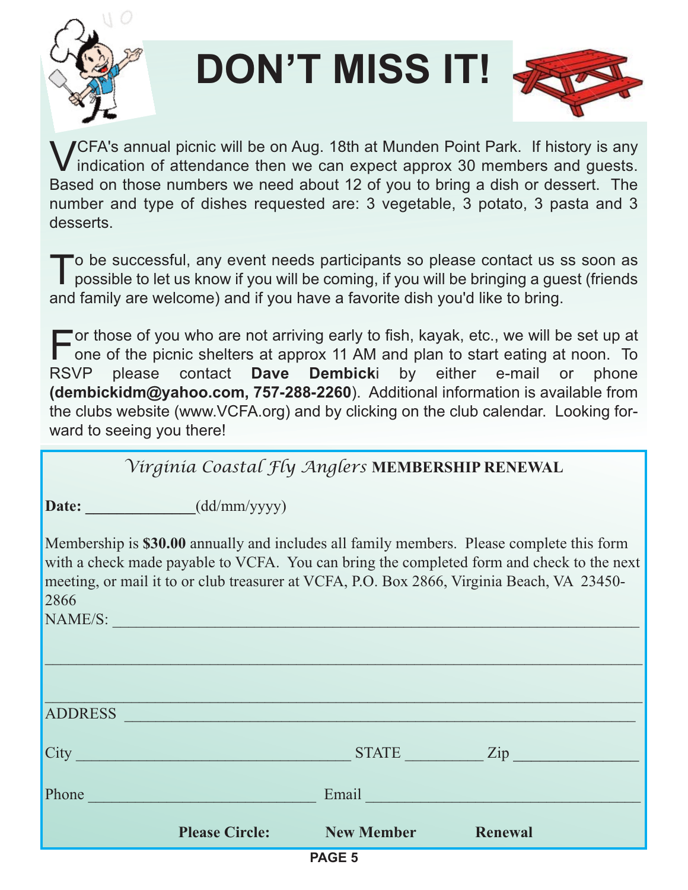# DON'T MISS IT!

VCFA's annual picnic will be on Aug. 18th at Munden Point Park. If history is any indication of attendance then we can expect approx 30 members and guests. Based on those numbers we need about 12 of you to bring a dish or dessert. The number and type of dishes requested are: 3 vegetable, 3 potato, 3 pasta and 3 desserts.

To be successful, any event needs participants so please contact us ss soon as possible to let us know if you will be coming, if you will be bringing a guest (friends and family are welcome) and if you have a favorite dish you'd like to bring.

For those of you who are not arriving early to fish, kayak, etc., we will be set up at one of the picnic shelters at approx 11 AM and plan to start eating at noon. To RSVP please contact **Dave Dembick**i by either e-mail or phone **(dembickidm@yahoo.com, 757-288-2260**). Additional information is available from the clubs website (www.VCFA.org) and by clicking on the club calendar. Looking forward to seeing you there!

## *Virginia Coastal Fly Anglers* MEMBERSHIP RENEWAL

**Date:** \_\_\_\_\_\_\_\_\_\_\_\_\_(dd/mm/yyyy)

Membership is **$30.00** annually and includes all family members. Please complete this form with a check made payable to VCFA. You can bring the completed form and check to the next meeting, or mail it to or club treasurer at VCFA, P.O. Box 2866, Virginia Beach, VA 23450-2866

NAME/S: \_\_\_\_\_\_\_\_\_\_\_\_\_\_\_\_\_\_\_\_\_\_\_\_\_\_\_\_\_\_\_\_\_\_\_\_\_\_\_\_\_\_\_\_\_\_\_\_\_\_\_\_\_\_\_\_\_\_\_\_

\_\_\_\_\_\_\_\_\_\_\_\_\_\_\_\_\_\_\_\_\_\_\_\_\_\_\_\_\_\_\_\_\_\_\_\_\_\_\_\_\_\_\_\_\_\_\_\_\_\_\_\_\_\_\_\_\_\_\_\_\_\_\_\_\_\_\_\_

\_\_\_\_\_\_\_\_\_\_\_\_\_\_\_\_\_\_\_\_\_\_\_\_\_\_\_\_\_\_\_\_\_\_\_\_\_\_\_\_\_\_\_\_\_\_\_\_\_\_\_\_\_\_\_\_\_\_\_\_\_\_\_\_\_\_\_\_

ADDRESS \_\_\_\_\_\_\_\_\_\_\_\_\_\_\_\_\_\_\_\_\_\_\_\_\_\_\_\_\_\_\_\_\_\_\_\_\_\_\_\_\_\_\_\_\_\_\_\_\_\_\_\_\_\_\_\_\_\_\_

City \_\_\_\_\_\_\_\_\_\_\_\_\_\_\_\_\_\_\_\_\_\_\_\_\_\_\_\_\_\_\_\_\_ STATE \_\_\_\_\_\_\_\_\_ Zip \_\_\_\_\_\_\_\_\_\_\_\_\_\_\_

Phone \_\_\_\_\_\_\_\_\_\_\_\_\_\_\_\_\_\_\_\_\_\_\_\_\_\_\_\_ Email \_\_\_\_\_\_\_\_\_\_\_\_\_\_\_\_\_\_\_\_\_\_\_\_\_\_\_\_\_\_\_\_\_\_

**Please Circle:** **New Member** **Renewal**